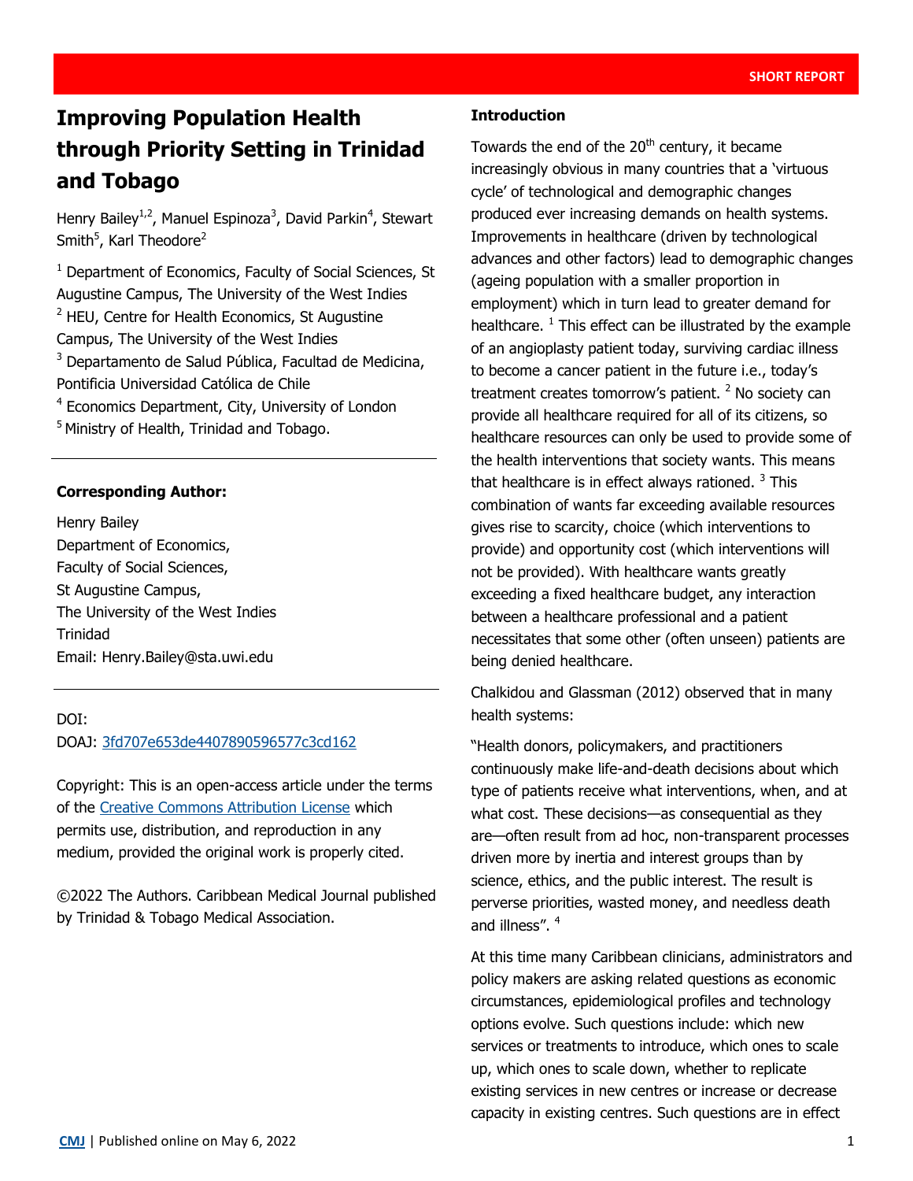SHORT REPORT

# Improving Population Health through Priority Setting in Trinidad and Tobago

Henry Bailey[1,2], Manuel Espinoza[3], David Parkin[4], Stewart Smith[5], Karl Theodore[2]

[1] Department of Economics, Faculty of Social Sciences, St Augustine Campus, The University of the West Indies
[2] HEU, Centre for Health Economics, St Augustine Campus, The University of the West Indies
[3] Departamento de Salud Pública, Facultad de Medicina, Pontificia Universidad Católica de Chile
[4] Economics Department, City, University of London
[5] Ministry of Health, Trinidad and Tobago.

---

**Corresponding Author:**

Henry Bailey
Department of Economics,
Faculty of Social Sciences,
St Augustine Campus,
The University of the West Indies
Trinidad
Email: Henry.Bailey@sta.uwi.edu

---

DOI:
DOAJ: 3fd707e653de4407890596577c3cd162

Copyright: This is an open-access article under the terms of the Creative Commons Attribution License which permits use, distribution, and reproduction in any medium, provided the original work is properly cited.

©2022 The Authors. Caribbean Medical Journal published by Trinidad & Tobago Medical Association.

## Introduction

Towards the end of the 20th century, it became increasingly obvious in many countries that a 'virtuous cycle' of technological and demographic changes produced ever increasing demands on health systems. Improvements in healthcare (driven by technological advances and other factors) lead to demographic changes (ageing population with a smaller proportion in employment) which in turn lead to greater demand for healthcare. [1] This effect can be illustrated by the example of an angioplasty patient today, surviving cardiac illness to become a cancer patient in the future i.e., today's treatment creates tomorrow's patient. [2] No society can provide all healthcare required for all of its citizens, so healthcare resources can only be used to provide some of the health interventions that society wants. This means that healthcare is in effect always rationed. [3] This combination of wants far exceeding available resources gives rise to scarcity, choice (which interventions to provide) and opportunity cost (which interventions will not be provided). With healthcare wants greatly exceeding a fixed healthcare budget, any interaction between a healthcare professional and a patient necessitates that some other (often unseen) patients are being denied healthcare.

Chalkidou and Glassman (2012) observed that in many health systems:

"Health donors, policymakers, and practitioners continuously make life-and-death decisions about which type of patients receive what interventions, when, and at what cost. These decisions—as consequential as they are—often result from ad hoc, non-transparent processes driven more by inertia and interest groups than by science, ethics, and the public interest. The result is perverse priorities, wasted money, and needless death and illness". [4]

At this time many Caribbean clinicians, administrators and policy makers are asking related questions as economic circumstances, epidemiological profiles and technology options evolve. Such questions include: which new services or treatments to introduce, which ones to scale up, which ones to scale down, whether to replicate existing services in new centres or increase or decrease capacity in existing centres. Such questions are in effect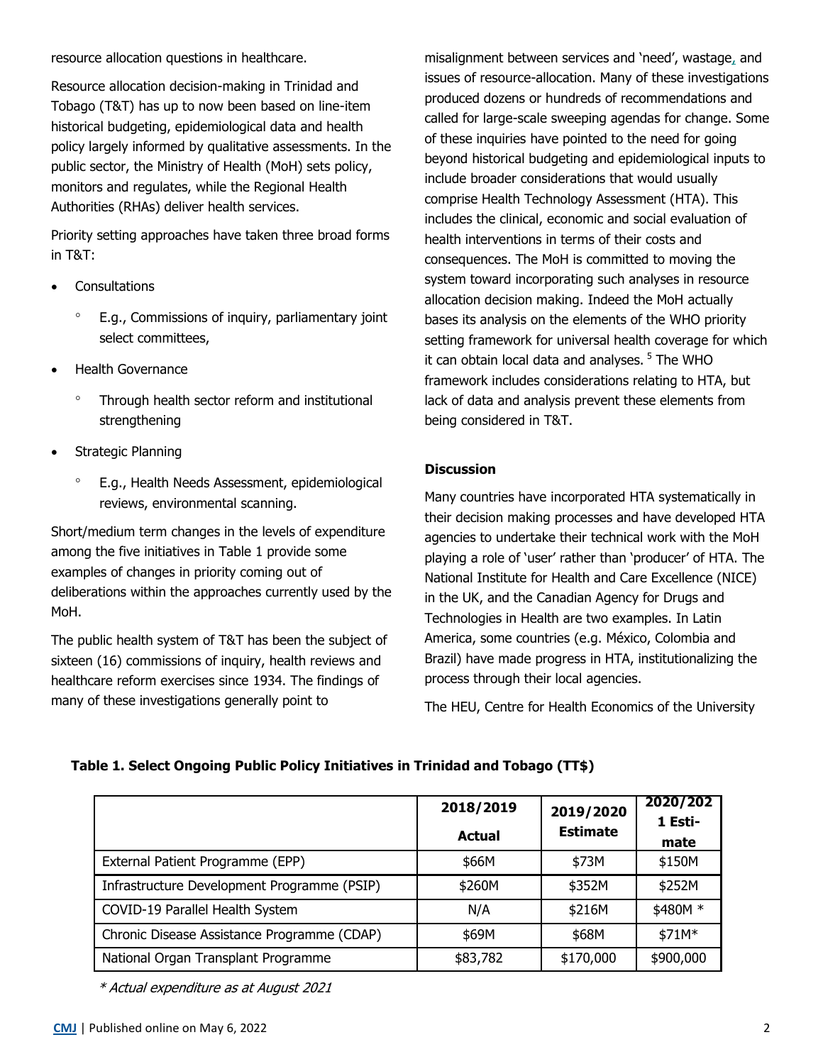resource allocation questions in healthcare.

Resource allocation decision-making in Trinidad and Tobago (T&T) has up to now been based on line-item historical budgeting, epidemiological data and health policy largely informed by qualitative assessments. In the public sector, the Ministry of Health (MoH) sets policy, monitors and regulates, while the Regional Health Authorities (RHAs) deliver health services.

Priority setting approaches have taken three broad forms in T&T:

- Consultations
  - E.g., Commissions of inquiry, parliamentary joint select committees,
- Health Governance
  - Through health sector reform and institutional strengthening
- Strategic Planning
  - E.g., Health Needs Assessment, epidemiological reviews, environmental scanning.

Short/medium term changes in the levels of expenditure among the five initiatives in Table 1 provide some examples of changes in priority coming out of deliberations within the approaches currently used by the MoH.

The public health system of T&T has been the subject of sixteen (16) commissions of inquiry, health reviews and healthcare reform exercises since 1934. The findings of many of these investigations generally point to misalignment between services and 'need', wastage, and issues of resource-allocation. Many of these investigations produced dozens or hundreds of recommendations and called for large-scale sweeping agendas for change. Some of these inquiries have pointed to the need for going beyond historical budgeting and epidemiological inputs to include broader considerations that would usually comprise Health Technology Assessment (HTA). This includes the clinical, economic and social evaluation of health interventions in terms of their costs and consequences. The MoH is committed to moving the system toward incorporating such analyses in resource allocation decision making. Indeed the MoH actually bases its analysis on the elements of the WHO priority setting framework for universal health coverage for which it can obtain local data and analyses.[5] The WHO framework includes considerations relating to HTA, but lack of data and analysis prevent these elements from being considered in T&T.

**Discussion**

Many countries have incorporated HTA systematically in their decision making processes and have developed HTA agencies to undertake their technical work with the MoH playing a role of 'user' rather than 'producer' of HTA. The National Institute for Health and Care Excellence (NICE) in the UK, and the Canadian Agency for Drugs and Technologies in Health are two examples. In Latin America, some countries (e.g. México, Colombia and Brazil) have made progress in HTA, institutionalizing the process through their local agencies.

The HEU, Centre for Health Economics of the University

**Table 1. Select Ongoing Public Policy Initiatives in Trinidad and Tobago (TT$)**

| | 2018/2019 Actual | 2019/2020 Estimate | 2020/2021 Estimate |
|---|---|---|---|
| External Patient Programme (EPP) | $66M | $73M | $150M |
| Infrastructure Development Programme (PSIP) | $260M | $352M | $252M |
| COVID-19 Parallel Health System | N/A | $216M | $480M * |
| Chronic Disease Assistance Programme (CDAP) | $69M | $68M | $71M* |
| National Organ Transplant Programme | $83,782 | $170,000 | $900,000 |

*\* Actual expenditure as at August 2021*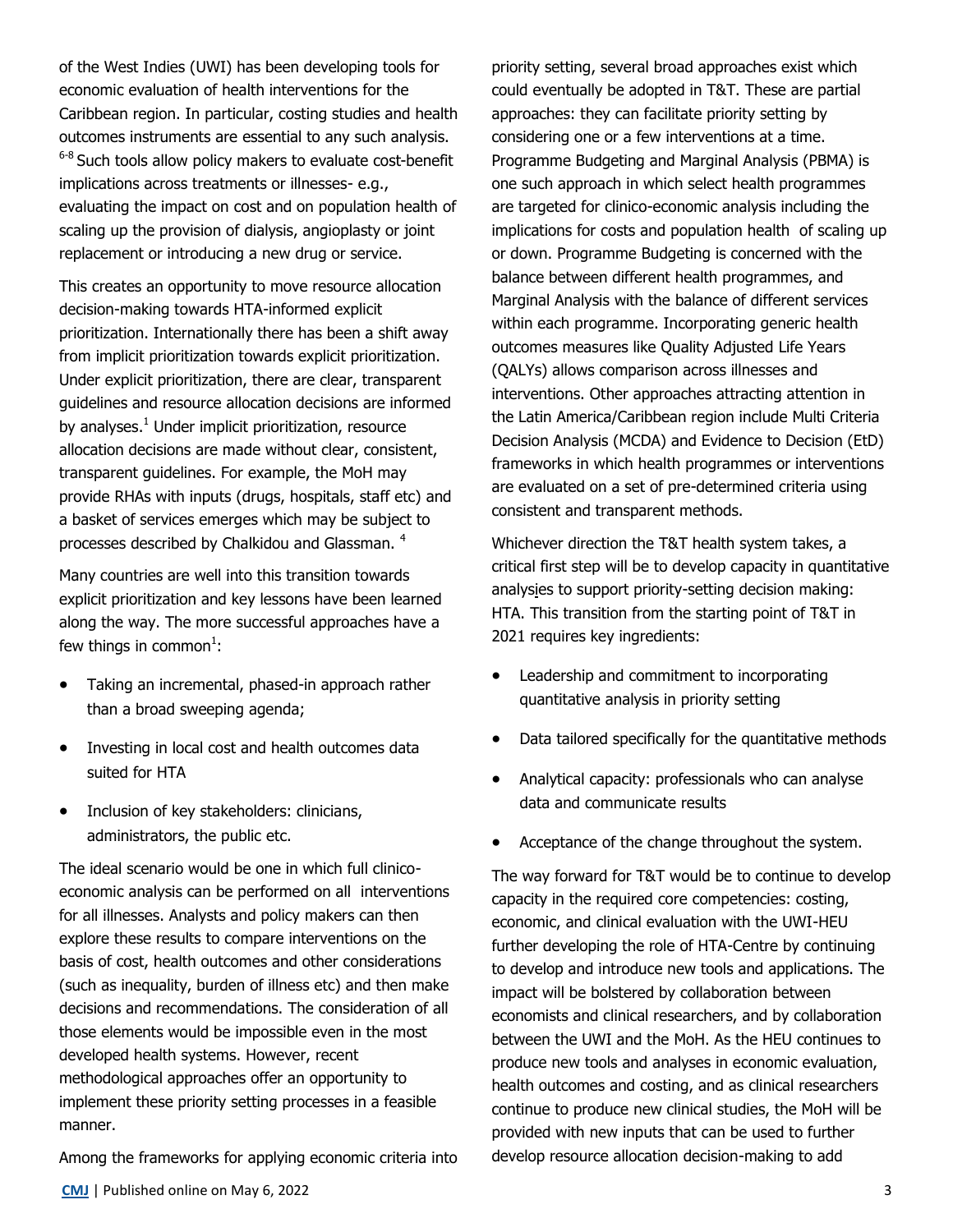of the West Indies (UWI) has been developing tools for economic evaluation of health interventions for the Caribbean region. In particular, costing studies and health outcomes instruments are essential to any such analysis.[6-8] Such tools allow policy makers to evaluate cost-benefit implications across treatments or illnesses- e.g., evaluating the impact on cost and on population health of scaling up the provision of dialysis, angioplasty or joint replacement or introducing a new drug or service.

This creates an opportunity to move resource allocation decision-making towards HTA-informed explicit prioritization. Internationally there has been a shift away from implicit prioritization towards explicit prioritization. Under explicit prioritization, there are clear, transparent guidelines and resource allocation decisions are informed by analyses.[1] Under implicit prioritization, resource allocation decisions are made without clear, consistent, transparent guidelines. For example, the MoH may provide RHAs with inputs (drugs, hospitals, staff etc) and a basket of services emerges which may be subject to processes described by Chalkidou and Glassman.[4]

Many countries are well into this transition towards explicit prioritization and key lessons have been learned along the way. The more successful approaches have a few things in common[1]:

- Taking an incremental, phased-in approach rather than a broad sweeping agenda;
- Investing in local cost and health outcomes data suited for HTA
- Inclusion of key stakeholders: clinicians, administrators, the public etc.

The ideal scenario would be one in which full clinico-economic analysis can be performed on all interventions for all illnesses. Analysts and policy makers can then explore these results to compare interventions on the basis of cost, health outcomes and other considerations (such as inequality, burden of illness etc) and then make decisions and recommendations. The consideration of all those elements would be impossible even in the most developed health systems. However, recent methodological approaches offer an opportunity to implement these priority setting processes in a feasible manner.

Among the frameworks for applying economic criteria into priority setting, several broad approaches exist which could eventually be adopted in T&T. These are partial approaches: they can facilitate priority setting by considering one or a few interventions at a time. Programme Budgeting and Marginal Analysis (PBMA) is one such approach in which select health programmes are targeted for clinico-economic analysis including the implications for costs and population health of scaling up or down. Programme Budgeting is concerned with the balance between different health programmes, and Marginal Analysis with the balance of different services within each programme. Incorporating generic health outcomes measures like Quality Adjusted Life Years (QALYs) allows comparison across illnesses and interventions. Other approaches attracting attention in the Latin America/Caribbean region include Multi Criteria Decision Analysis (MCDA) and Evidence to Decision (EtD) frameworks in which health programmes or interventions are evaluated on a set of pre-determined criteria using consistent and transparent methods.

Whichever direction the T&T health system takes, a critical first step will be to develop capacity in quantitative analysies to support priority-setting decision making: HTA. This transition from the starting point of T&T in 2021 requires key ingredients:

- Leadership and commitment to incorporating quantitative analysis in priority setting
- Data tailored specifically for the quantitative methods
- Analytical capacity: professionals who can analyse data and communicate results
- Acceptance of the change throughout the system.

The way forward for T&T would be to continue to develop capacity in the required core competencies: costing, economic, and clinical evaluation with the UWI-HEU further developing the role of HTA-Centre by continuing to develop and introduce new tools and applications. The impact will be bolstered by collaboration between economists and clinical researchers, and by collaboration between the UWI and the MoH. As the HEU continues to produce new tools and analyses in economic evaluation, health outcomes and costing, and as clinical researchers continue to produce new clinical studies, the MoH will be provided with new inputs that can be used to further develop resource allocation decision-making to add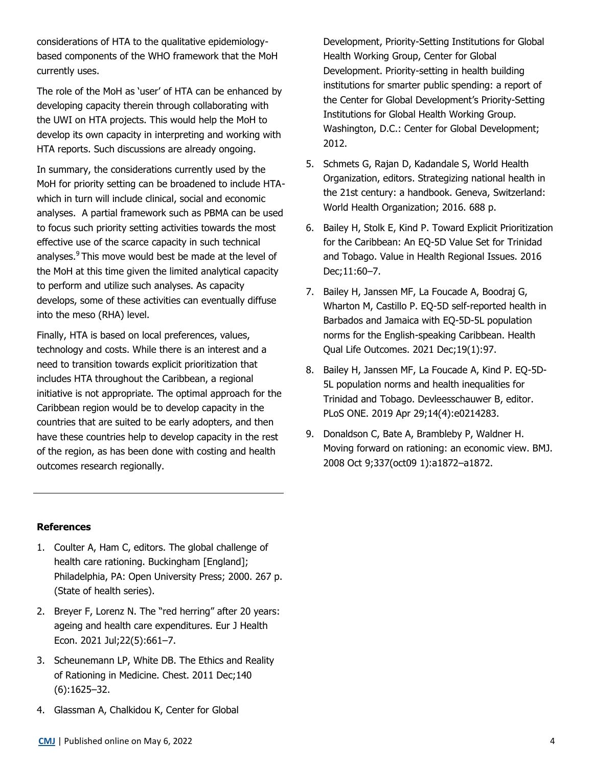considerations of HTA to the qualitative epidemiology-based components of the WHO framework that the MoH currently uses.

The role of the MoH as 'user' of HTA can be enhanced by developing capacity therein through collaborating with the UWI on HTA projects. This would help the MoH to develop its own capacity in interpreting and working with HTA reports. Such discussions are already ongoing.

In summary, the considerations currently used by the MoH for priority setting can be broadened to include HTA-which in turn will include clinical, social and economic analyses. A partial framework such as PBMA can be used to focus such priority setting activities towards the most effective use of the scarce capacity in such technical analyses.[9] This move would best be made at the level of the MoH at this time given the limited analytical capacity to perform and utilize such analyses. As capacity develops, some of these activities can eventually diffuse into the meso (RHA) level.

Finally, HTA is based on local preferences, values, technology and costs. While there is an interest and a need to transition towards explicit prioritization that includes HTA throughout the Caribbean, a regional initiative is not appropriate. The optimal approach for the Caribbean region would be to develop capacity in the countries that are suited to be early adopters, and then have these countries help to develop capacity in the rest of the region, as has been done with costing and health outcomes research regionally.

---

**References**

1. Coulter A, Ham C, editors. The global challenge of health care rationing. Buckingham [England]; Philadelphia, PA: Open University Press; 2000. 267 p. (State of health series).
2. Breyer F, Lorenz N. The "red herring" after 20 years: ageing and health care expenditures. Eur J Health Econ. 2021 Jul;22(5):661–7.
3. Scheunemann LP, White DB. The Ethics and Reality of Rationing in Medicine. Chest. 2011 Dec;140 (6):1625–32.
4. Glassman A, Chalkidou K, Center for Global Development, Priority-Setting Institutions for Global Health Working Group, Center for Global Development. Priority-setting in health building institutions for smarter public spending: a report of the Center for Global Development's Priority-Setting Institutions for Global Health Working Group. Washington, D.C.: Center for Global Development; 2012.
5. Schmets G, Rajan D, Kadandale S, World Health Organization, editors. Strategizing national health in the 21st century: a handbook. Geneva, Switzerland: World Health Organization; 2016. 688 p.
6. Bailey H, Stolk E, Kind P. Toward Explicit Prioritization for the Caribbean: An EQ-5D Value Set for Trinidad and Tobago. Value in Health Regional Issues. 2016 Dec;11:60–7.
7. Bailey H, Janssen MF, La Foucade A, Boodraj G, Wharton M, Castillo P. EQ-5D self-reported health in Barbados and Jamaica with EQ-5D-5L population norms for the English-speaking Caribbean. Health Qual Life Outcomes. 2021 Dec;19(1):97.
8. Bailey H, Janssen MF, La Foucade A, Kind P. EQ-5D-5L population norms and health inequalities for Trinidad and Tobago. Devleesschauwer B, editor. PLoS ONE. 2019 Apr 29;14(4):e0214283.
9. Donaldson C, Bate A, Brambleby P, Waldner H. Moving forward on rationing: an economic view. BMJ. 2008 Oct 9;337(oct09 1):a1872–a1872.